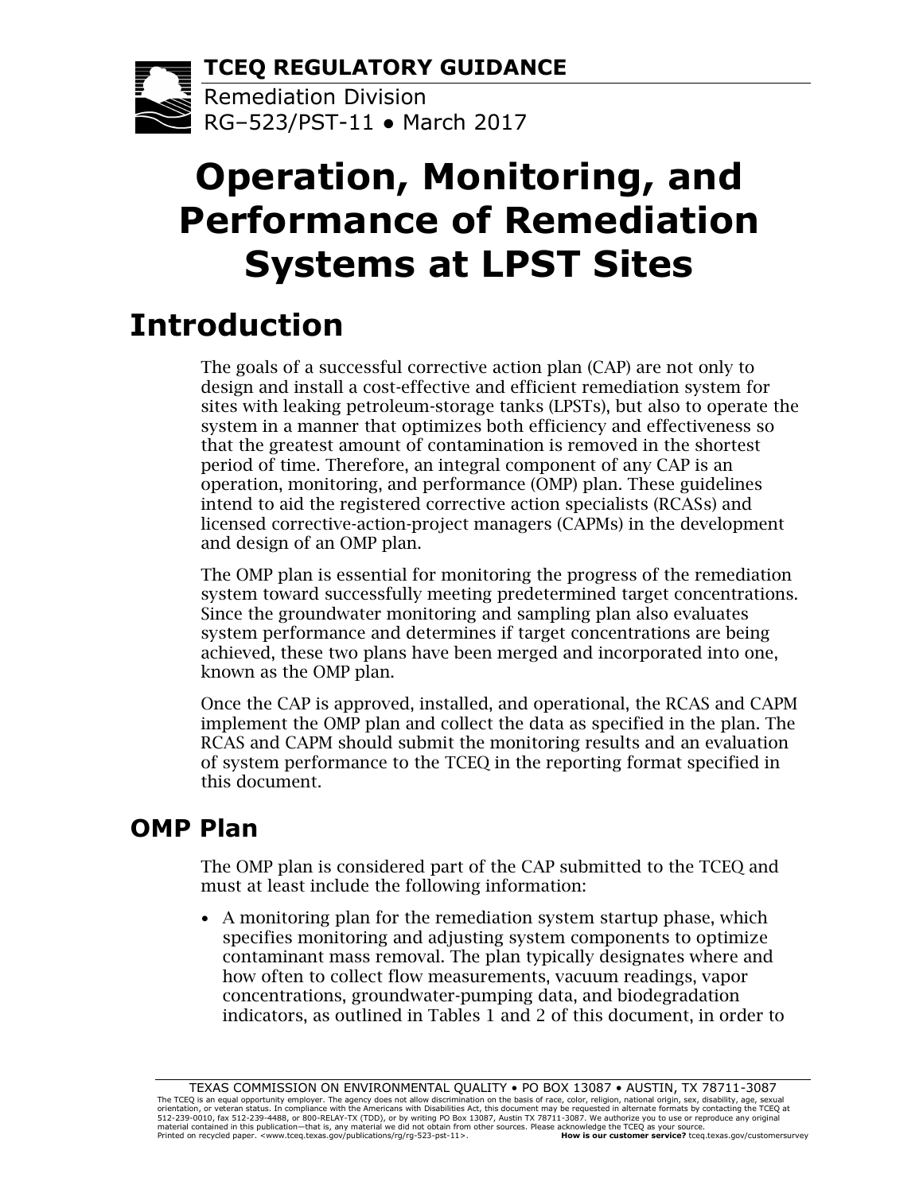**TCEQ REGULATORY GUIDANCE**

Remediation Division
RG–523/PST-11 ● March 2017

# Operation, Monitoring, and Performance of Remediation Systems at LPST Sites

## Introduction

The goals of a successful corrective action plan (CAP) are not only to design and install a cost-effective and efficient remediation system for sites with leaking petroleum-storage tanks (LPSTs), but also to operate the system in a manner that optimizes both efficiency and effectiveness so that the greatest amount of contamination is removed in the shortest period of time. Therefore, an integral component of any CAP is an operation, monitoring, and performance (OMP) plan. These guidelines intend to aid the registered corrective action specialists (RCASs) and licensed corrective-action-project managers (CAPMs) in the development and design of an OMP plan.

The OMP plan is essential for monitoring the progress of the remediation system toward successfully meeting predetermined target concentrations. Since the groundwater monitoring and sampling plan also evaluates system performance and determines if target concentrations are being achieved, these two plans have been merged and incorporated into one, known as the OMP plan.

Once the CAP is approved, installed, and operational, the RCAS and CAPM implement the OMP plan and collect the data as specified in the plan. The RCAS and CAPM should submit the monitoring results and an evaluation of system performance to the TCEQ in the reporting format specified in this document.

### OMP Plan

The OMP plan is considered part of the CAP submitted to the TCEQ and must at least include the following information:

- A monitoring plan for the remediation system startup phase, which specifies monitoring and adjusting system components to optimize contaminant mass removal. The plan typically designates where and how often to collect flow measurements, vacuum readings, vapor concentrations, groundwater-pumping data, and biodegradation indicators, as outlined in Tables 1 and 2 of this document, in order to

TEXAS COMMISSION ON ENVIRONMENTAL QUALITY • PO BOX 13087 • AUSTIN, TX 78711-3087

The TCEQ is an equal opportunity employer. The agency does not allow discrimination on the basis of race, color, religion, national origin, sex, disability, age, sexual orientation, or veteran status. In compliance with the Americans with Disabilities Act, this document may be requested in alternate formats by contacting the TCEQ at 512-239-0010, fax 512-239-4488, or 800-RELAY-TX (TDD), or by writing PO Box 13087, Austin TX 78711-3087. We authorize you to use or reproduce any original material contained in this publication—that is, any material we did not obtain from other sources. Please acknowledge the TCEQ as your source.
Printed on recycled paper. <www.tceq.texas.gov/publications/rg/rg-523-pst-11>. **How is our customer service?** tceq.texas.gov/customersurvey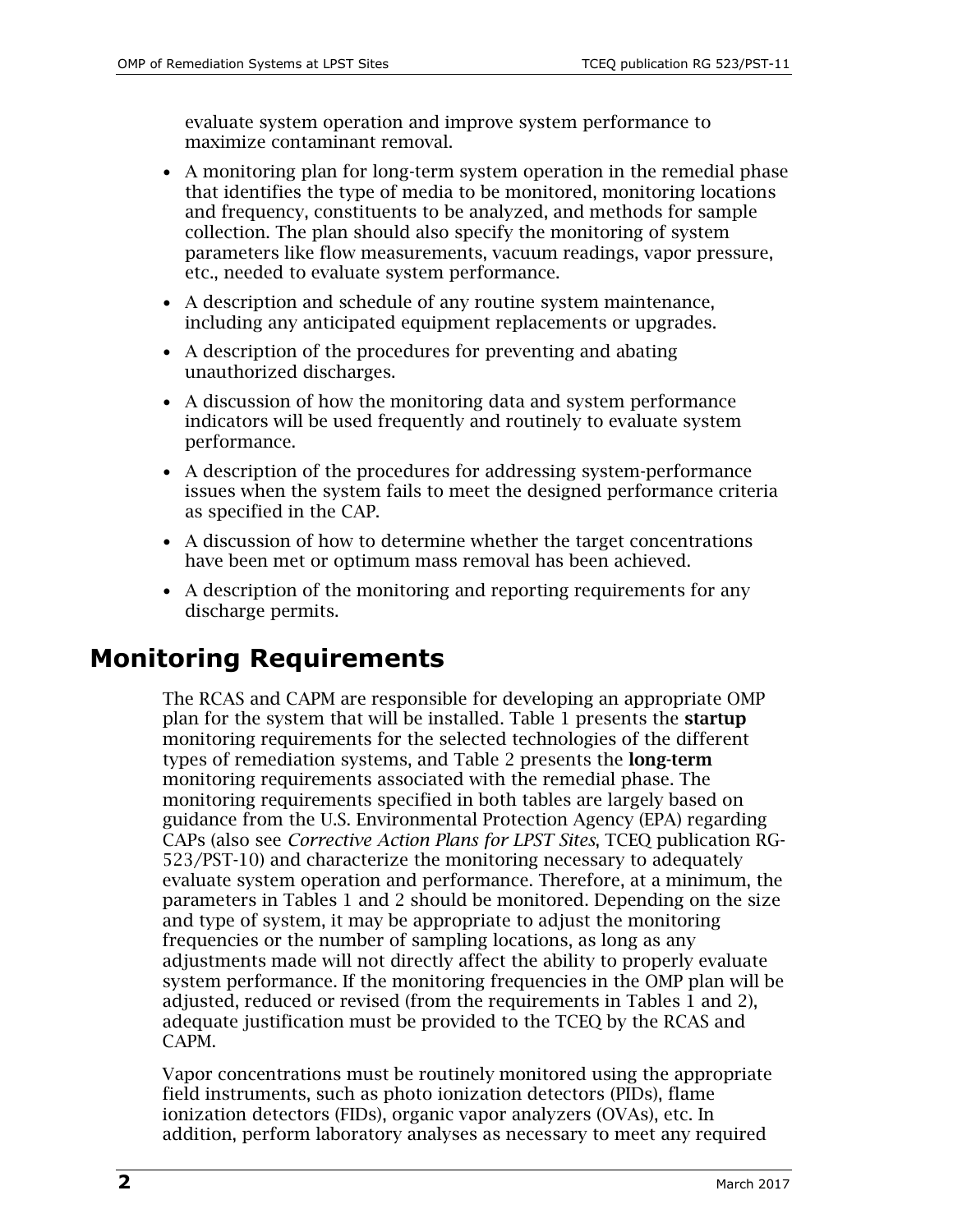evaluate system operation and improve system performance to maximize contaminant removal.

- A monitoring plan for long-term system operation in the remedial phase that identifies the type of media to be monitored, monitoring locations and frequency, constituents to be analyzed, and methods for sample collection. The plan should also specify the monitoring of system parameters like flow measurements, vacuum readings, vapor pressure, etc., needed to evaluate system performance.
- A description and schedule of any routine system maintenance, including any anticipated equipment replacements or upgrades.
- A description of the procedures for preventing and abating unauthorized discharges.
- A discussion of how the monitoring data and system performance indicators will be used frequently and routinely to evaluate system performance.
- A description of the procedures for addressing system-performance issues when the system fails to meet the designed performance criteria as specified in the CAP.
- A discussion of how to determine whether the target concentrations have been met or optimum mass removal has been achieved.
- A description of the monitoring and reporting requirements for any discharge permits.

# Monitoring Requirements

The RCAS and CAPM are responsible for developing an appropriate OMP plan for the system that will be installed. Table 1 presents the **startup** monitoring requirements for the selected technologies of the different types of remediation systems, and Table 2 presents the **long-term** monitoring requirements associated with the remedial phase. The monitoring requirements specified in both tables are largely based on guidance from the U.S. Environmental Protection Agency (EPA) regarding CAPs (also see *Corrective Action Plans for LPST Sites*, TCEQ publication RG-523/PST-10) and characterize the monitoring necessary to adequately evaluate system operation and performance. Therefore, at a minimum, the parameters in Tables 1 and 2 should be monitored. Depending on the size and type of system, it may be appropriate to adjust the monitoring frequencies or the number of sampling locations, as long as any adjustments made will not directly affect the ability to properly evaluate system performance. If the monitoring frequencies in the OMP plan will be adjusted, reduced or revised (from the requirements in Tables 1 and 2), adequate justification must be provided to the TCEQ by the RCAS and CAPM.

Vapor concentrations must be routinely monitored using the appropriate field instruments, such as photo ionization detectors (PIDs), flame ionization detectors (FIDs), organic vapor analyzers (OVAs), etc. In addition, perform laboratory analyses as necessary to meet any required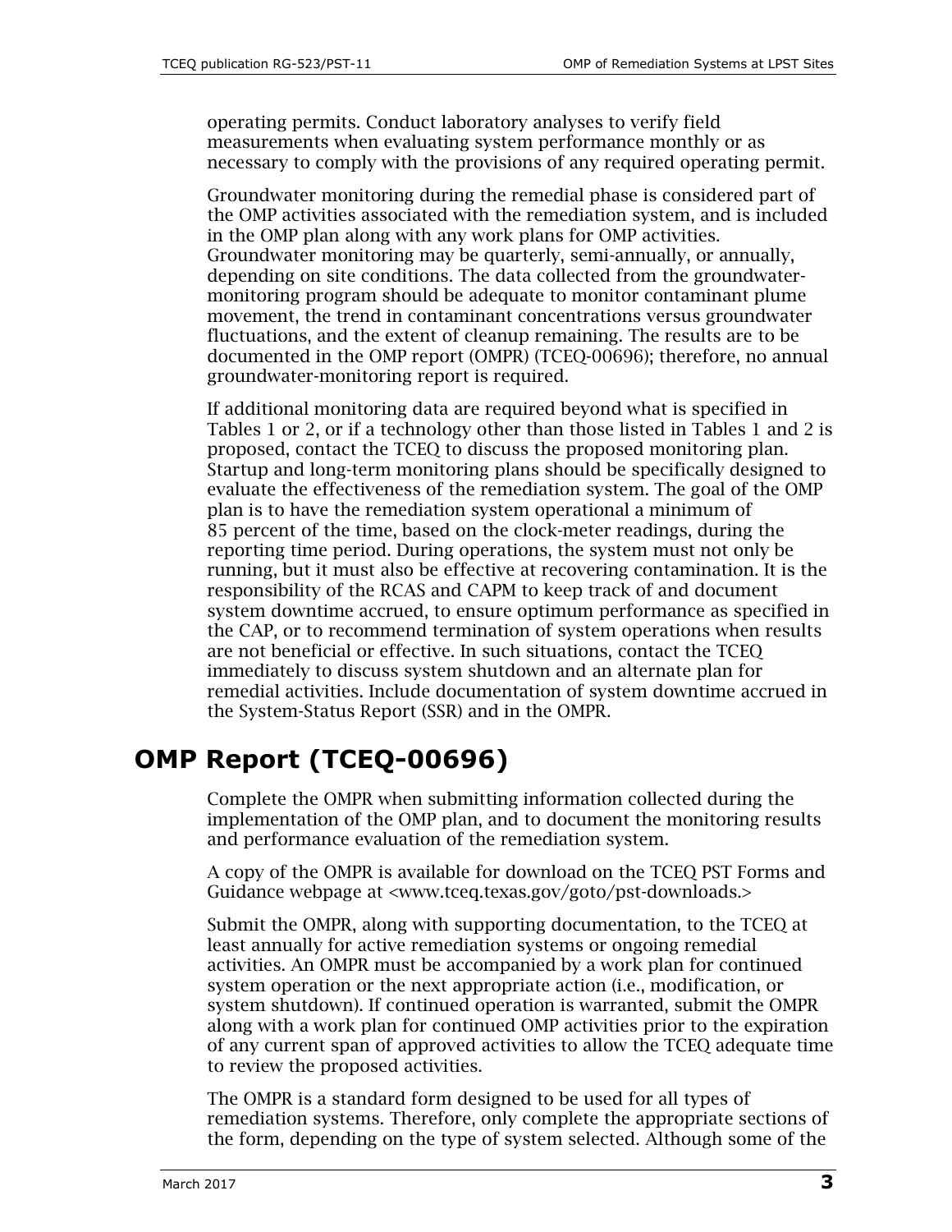operating permits. Conduct laboratory analyses to verify field measurements when evaluating system performance monthly or as necessary to comply with the provisions of any required operating permit.

Groundwater monitoring during the remedial phase is considered part of the OMP activities associated with the remediation system, and is included in the OMP plan along with any work plans for OMP activities. Groundwater monitoring may be quarterly, semi-annually, or annually, depending on site conditions. The data collected from the groundwater-monitoring program should be adequate to monitor contaminant plume movement, the trend in contaminant concentrations versus groundwater fluctuations, and the extent of cleanup remaining. The results are to be documented in the OMP report (OMPR) (TCEQ-00696); therefore, no annual groundwater-monitoring report is required.

If additional monitoring data are required beyond what is specified in Tables 1 or 2, or if a technology other than those listed in Tables 1 and 2 is proposed, contact the TCEQ to discuss the proposed monitoring plan. Startup and long-term monitoring plans should be specifically designed to evaluate the effectiveness of the remediation system. The goal of the OMP plan is to have the remediation system operational a minimum of 85 percent of the time, based on the clock-meter readings, during the reporting time period. During operations, the system must not only be running, but it must also be effective at recovering contamination. It is the responsibility of the RCAS and CAPM to keep track of and document system downtime accrued, to ensure optimum performance as specified in the CAP, or to recommend termination of system operations when results are not beneficial or effective. In such situations, contact the TCEQ immediately to discuss system shutdown and an alternate plan for remedial activities. Include documentation of system downtime accrued in the System-Status Report (SSR) and in the OMPR.

## OMP Report (TCEQ-00696)

Complete the OMPR when submitting information collected during the implementation of the OMP plan, and to document the monitoring results and performance evaluation of the remediation system.

A copy of the OMPR is available for download on the TCEQ PST Forms and Guidance webpage at <www.tceq.texas.gov/goto/pst-downloads.>

Submit the OMPR, along with supporting documentation, to the TCEQ at least annually for active remediation systems or ongoing remedial activities. An OMPR must be accompanied by a work plan for continued system operation or the next appropriate action (i.e., modification, or system shutdown). If continued operation is warranted, submit the OMPR along with a work plan for continued OMP activities prior to the expiration of any current span of approved activities to allow the TCEQ adequate time to review the proposed activities.

The OMPR is a standard form designed to be used for all types of remediation systems. Therefore, only complete the appropriate sections of the form, depending on the type of system selected. Although some of the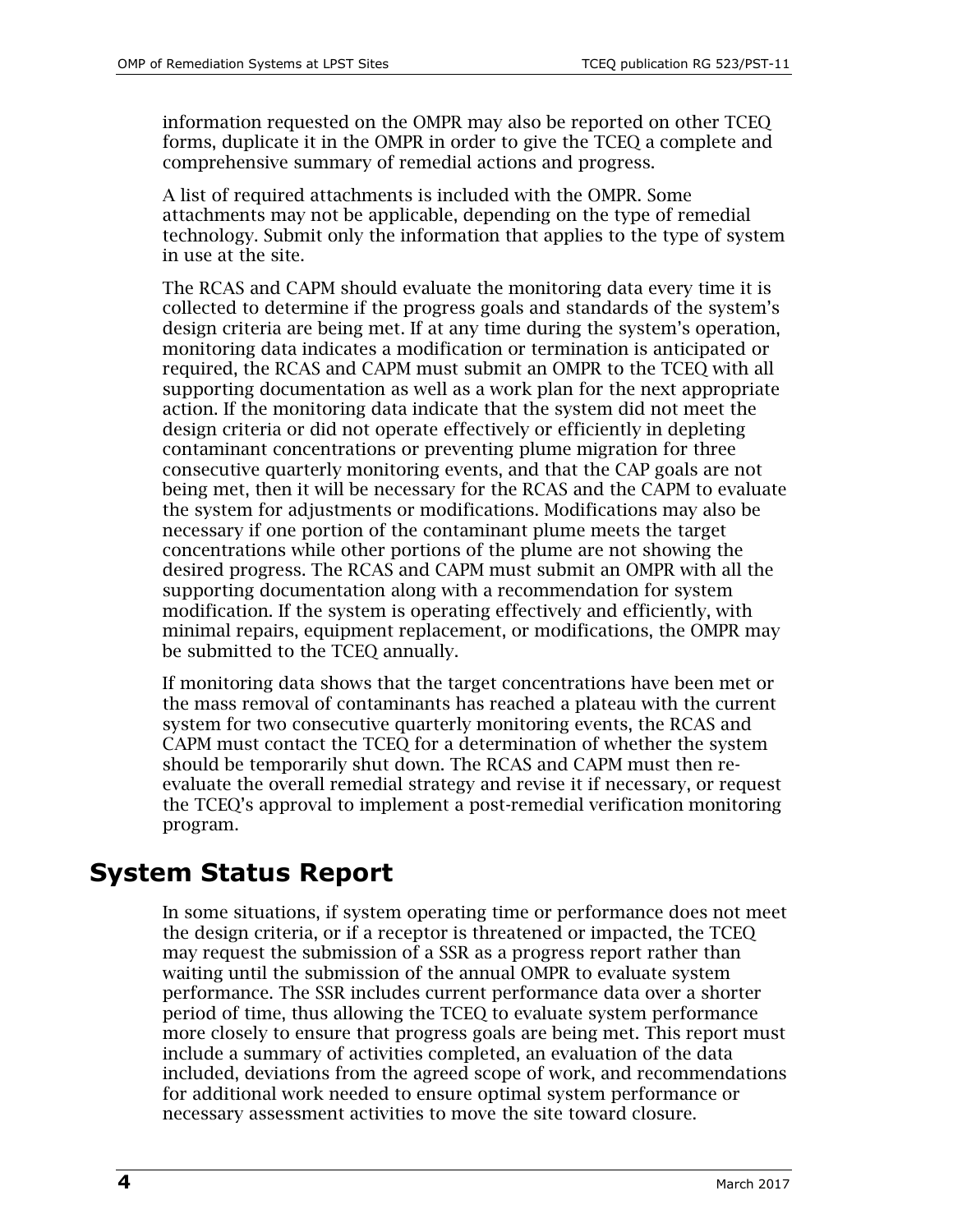information requested on the OMPR may also be reported on other TCEQ forms, duplicate it in the OMPR in order to give the TCEQ a complete and comprehensive summary of remedial actions and progress.

A list of required attachments is included with the OMPR. Some attachments may not be applicable, depending on the type of remedial technology. Submit only the information that applies to the type of system in use at the site.

The RCAS and CAPM should evaluate the monitoring data every time it is collected to determine if the progress goals and standards of the system's design criteria are being met. If at any time during the system's operation, monitoring data indicates a modification or termination is anticipated or required, the RCAS and CAPM must submit an OMPR to the TCEQ with all supporting documentation as well as a work plan for the next appropriate action. If the monitoring data indicate that the system did not meet the design criteria or did not operate effectively or efficiently in depleting contaminant concentrations or preventing plume migration for three consecutive quarterly monitoring events, and that the CAP goals are not being met, then it will be necessary for the RCAS and the CAPM to evaluate the system for adjustments or modifications. Modifications may also be necessary if one portion of the contaminant plume meets the target concentrations while other portions of the plume are not showing the desired progress. The RCAS and CAPM must submit an OMPR with all the supporting documentation along with a recommendation for system modification. If the system is operating effectively and efficiently, with minimal repairs, equipment replacement, or modifications, the OMPR may be submitted to the TCEQ annually.

If monitoring data shows that the target concentrations have been met or the mass removal of contaminants has reached a plateau with the current system for two consecutive quarterly monitoring events, the RCAS and CAPM must contact the TCEQ for a determination of whether the system should be temporarily shut down. The RCAS and CAPM must then re-evaluate the overall remedial strategy and revise it if necessary, or request the TCEQ's approval to implement a post-remedial verification monitoring program.

# System Status Report

In some situations, if system operating time or performance does not meet the design criteria, or if a receptor is threatened or impacted, the TCEQ may request the submission of a SSR as a progress report rather than waiting until the submission of the annual OMPR to evaluate system performance. The SSR includes current performance data over a shorter period of time, thus allowing the TCEQ to evaluate system performance more closely to ensure that progress goals are being met. This report must include a summary of activities completed, an evaluation of the data included, deviations from the agreed scope of work, and recommendations for additional work needed to ensure optimal system performance or necessary assessment activities to move the site toward closure.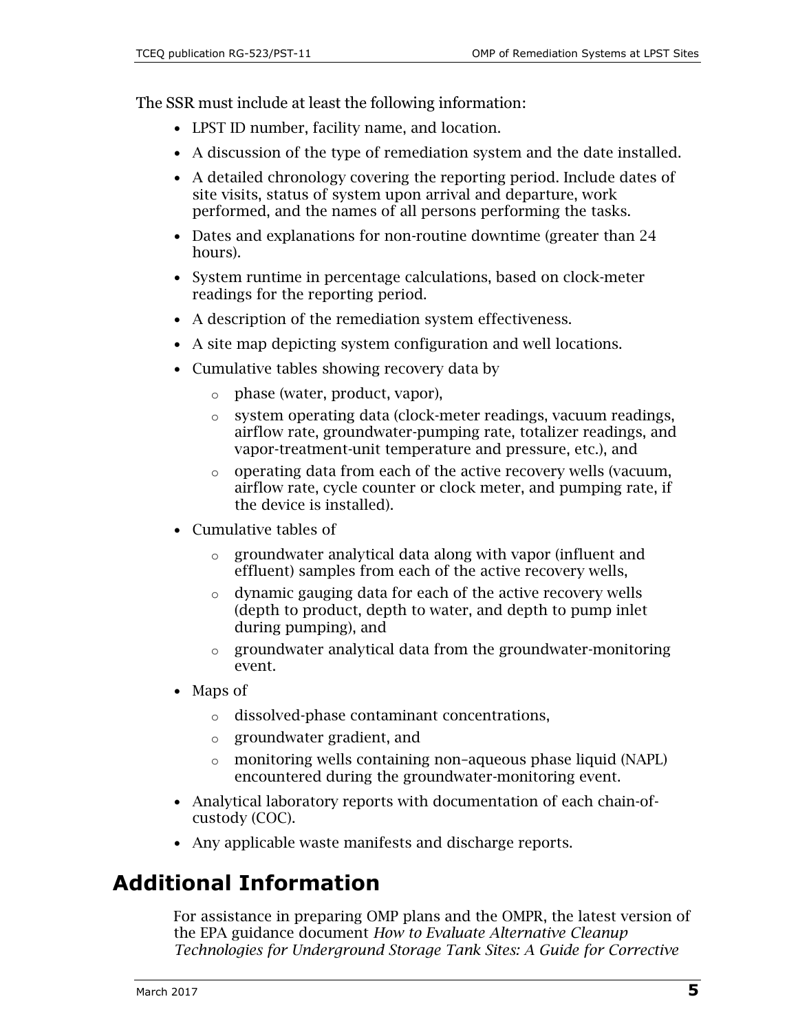The SSR must include at least the following information:

- LPST ID number, facility name, and location.
- A discussion of the type of remediation system and the date installed.
- A detailed chronology covering the reporting period. Include dates of site visits, status of system upon arrival and departure, work performed, and the names of all persons performing the tasks.
- Dates and explanations for non-routine downtime (greater than 24 hours).
- System runtime in percentage calculations, based on clock-meter readings for the reporting period.
- A description of the remediation system effectiveness.
- A site map depicting system configuration and well locations.
- Cumulative tables showing recovery data by
  - phase (water, product, vapor),
  - system operating data (clock-meter readings, vacuum readings, airflow rate, groundwater-pumping rate, totalizer readings, and vapor-treatment-unit temperature and pressure, etc.), and
  - operating data from each of the active recovery wells (vacuum, airflow rate, cycle counter or clock meter, and pumping rate, if the device is installed).
- Cumulative tables of
  - groundwater analytical data along with vapor (influent and effluent) samples from each of the active recovery wells,
  - dynamic gauging data for each of the active recovery wells (depth to product, depth to water, and depth to pump inlet during pumping), and
  - groundwater analytical data from the groundwater-monitoring event.
- Maps of
  - dissolved-phase contaminant concentrations,
  - groundwater gradient, and
  - monitoring wells containing non–aqueous phase liquid (NAPL) encountered during the groundwater-monitoring event.
- Analytical laboratory reports with documentation of each chain-of-custody (COC).
- Any applicable waste manifests and discharge reports.

# Additional Information

For assistance in preparing OMP plans and the OMPR, the latest version of the EPA guidance document *How to Evaluate Alternative Cleanup Technologies for Underground Storage Tank Sites: A Guide for Corrective*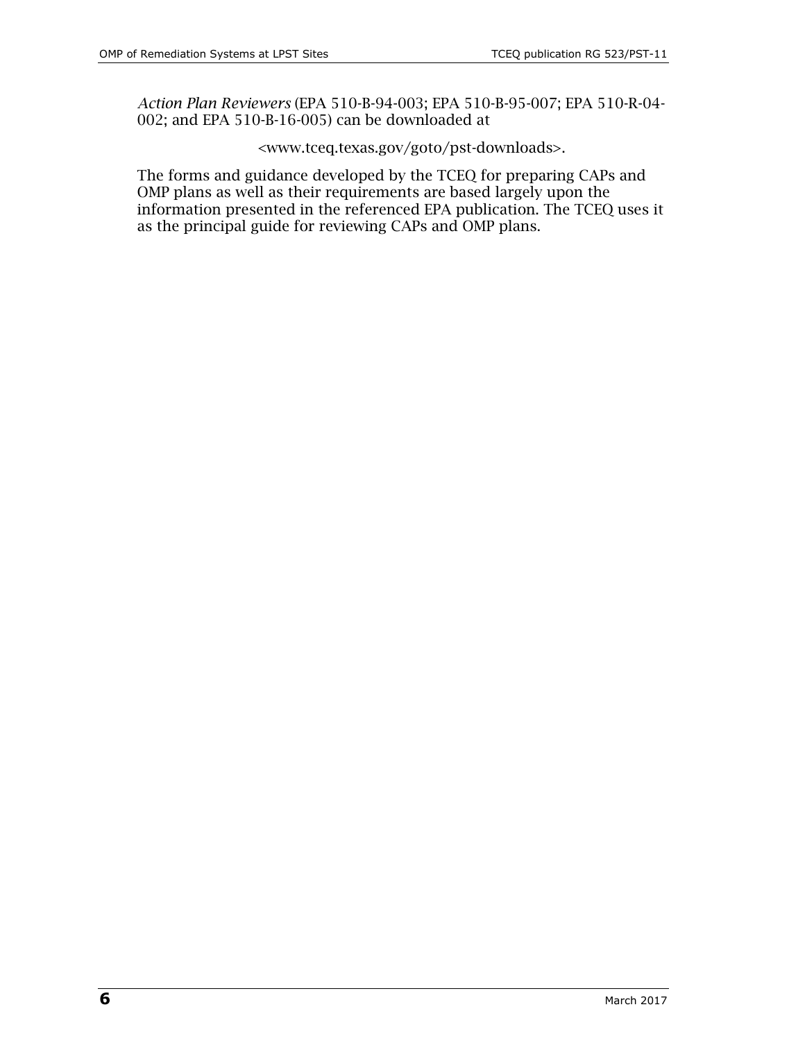*Action Plan Reviewers* (EPA 510-B-94-003; EPA 510-B-95-007; EPA 510-R-04-002; and EPA 510-B-16-005) can be downloaded at

<www.tceq.texas.gov/goto/pst-downloads>.

The forms and guidance developed by the TCEQ for preparing CAPs and OMP plans as well as their requirements are based largely upon the information presented in the referenced EPA publication. The TCEQ uses it as the principal guide for reviewing CAPs and OMP plans.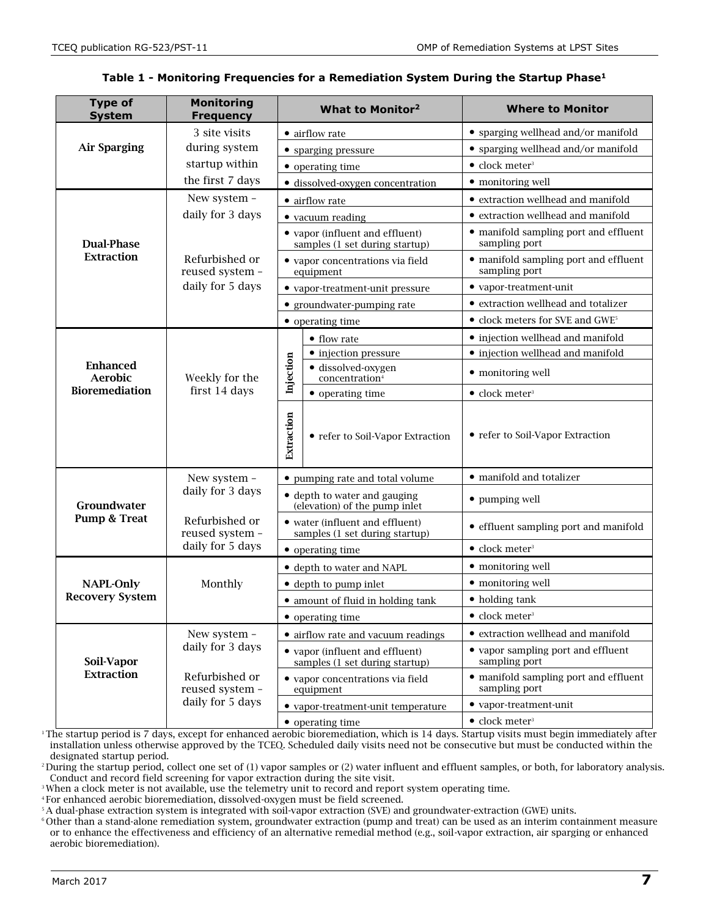**Table 1 - Monitoring Frequencies for a Remediation System During the Startup Phase[1]**

| Type of System | Monitoring Frequency | What to Monitor[2] | | Where to Monitor |
|---|---|---|---|---|
| **Air Sparging** | 3 site visits during system startup within the first 7 days | • airflow rate | | • sparging wellhead and/or manifold |
| | | • sparging pressure | | • sparging wellhead and/or manifold |
| | | • operating time | | • clock meter[3] |
| | | • dissolved-oxygen concentration | | • monitoring well |
| **Dual-Phase Extraction** | New system – daily for 3 days<br><br>Refurbished or reused system – daily for 5 days | • airflow rate | | • extraction wellhead and manifold |
| | | • vacuum reading | | • extraction wellhead and manifold |
| | | • vapor (influent and effluent) samples (1 set during startup) | | • manifold sampling port and effluent sampling port |
| | | • vapor concentrations via field equipment | | • manifold sampling port and effluent sampling port |
| | | • vapor-treatment-unit pressure | | • vapor-treatment-unit |
| | | • groundwater-pumping rate | | • extraction wellhead and totalizer |
| | | • operating time | | • clock meters for SVE and GWE[5] |
| **Enhanced Aerobic Bioremediation** | Weekly for the first 14 days | Injection | • flow rate | • injection wellhead and manifold |
| | | | • injection pressure | • injection wellhead and manifold |
| | | | • dissolved-oxygen concentration[4] | • monitoring well |
| | | | • operating time | • clock meter[3] |
| | | Extraction | • refer to Soil-Vapor Extraction | • refer to Soil-Vapor Extraction |
| **Groundwater Pump & Treat** | New system – daily for 3 days<br><br>Refurbished or reused system – daily for 5 days | • pumping rate and total volume | | • manifold and totalizer |
| | | • depth to water and gauging (elevation) of the pump inlet | | • pumping well |
| | | • water (influent and effluent) samples (1 set during startup) | | • effluent sampling port and manifold |
| | | • operating time | | • clock meter[3] |
| **NAPL-Only Recovery System** | Monthly | • depth to water and NAPL | | • monitoring well |
| | | • depth to pump inlet | | • monitoring well |
| | | • amount of fluid in holding tank | | • holding tank |
| | | • operating time | | • clock meter[3] |
| **Soil-Vapor Extraction** | New system – daily for 3 days<br><br>Refurbished or reused system – daily for 5 days | • airflow rate and vacuum readings | | • extraction wellhead and manifold |
| | | • vapor (influent and effluent) samples (1 set during startup) | | • vapor sampling port and effluent sampling port |
| | | • vapor concentrations via field equipment | | • manifold sampling port and effluent sampling port |
| | | • vapor-treatment-unit temperature | | • vapor-treatment-unit |
| | | • operating time | | • clock meter[3] |

[1] The startup period is 7 days, except for enhanced aerobic bioremediation, which is 14 days. Startup visits must begin immediately after installation unless otherwise approved by the TCEQ. Scheduled daily visits need not be consecutive but must be conducted within the designated startup period.

[2] During the startup period, collect one set of (1) vapor samples or (2) water influent and effluent samples, or both, for laboratory analysis. Conduct and record field screening for vapor extraction during the site visit.

[3] When a clock meter is not available, use the telemetry unit to record and report system operating time.

[4] For enhanced aerobic bioremediation, dissolved-oxygen must be field screened.

[5] A dual-phase extraction system is integrated with soil-vapor extraction (SVE) and groundwater-extraction (GWE) units.

[6] Other than a stand-alone remediation system, groundwater extraction (pump and treat) can be used as an interim containment measure or to enhance the effectiveness and efficiency of an alternative remedial method (e.g., soil-vapor extraction, air sparging or enhanced aerobic bioremediation).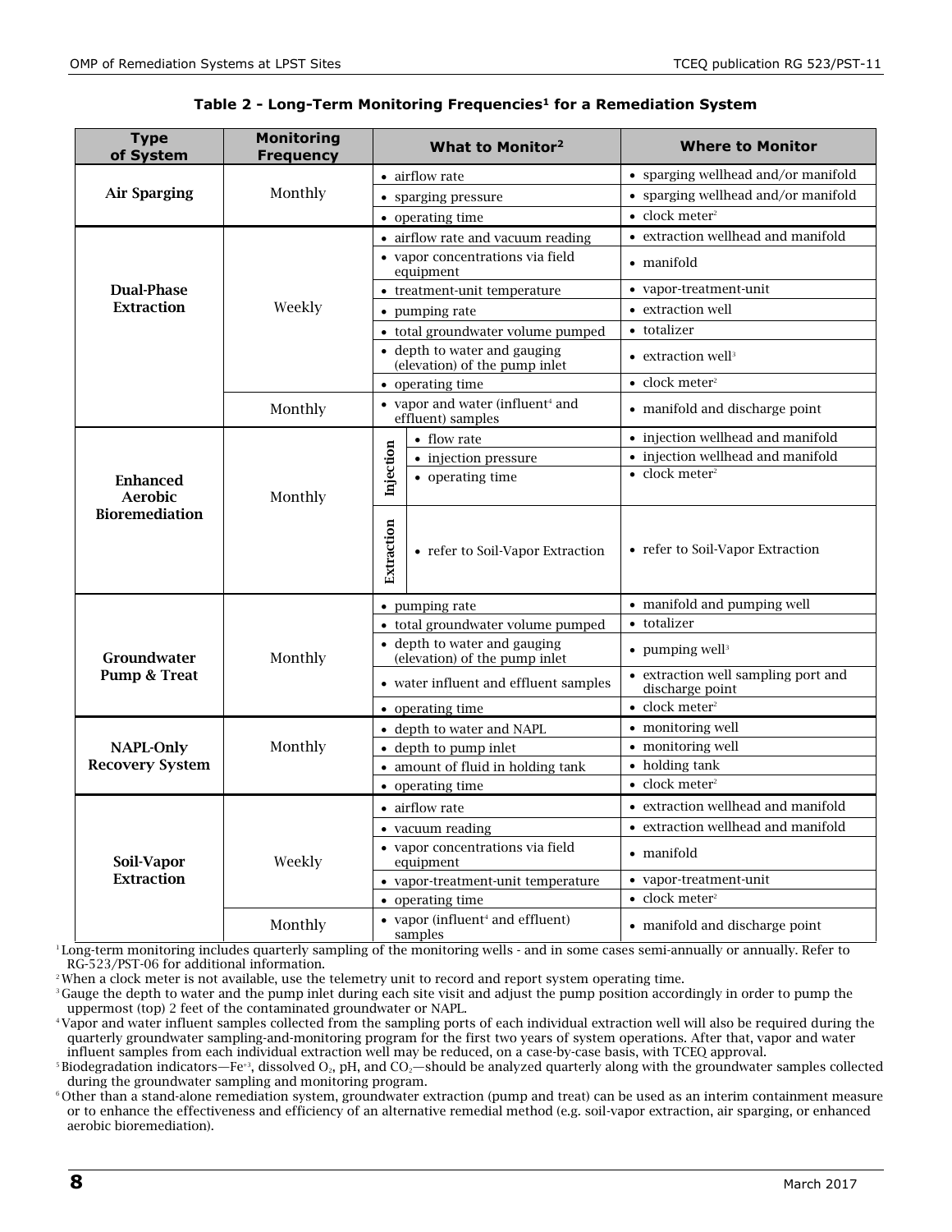**Table 2 - Long-Term Monitoring Frequencies[1] for a Remediation System**

| Type of System | Monitoring Frequency | What to Monitor[2] | | Where to Monitor |
|---|---|---|---|---|
| **Air Sparging** | Monthly | • airflow rate | | • sparging wellhead and/or manifold |
| | | • sparging pressure | | • sparging wellhead and/or manifold |
| | | • operating time | | • clock meter[2] |
| **Dual-Phase Extraction** | Weekly | • airflow rate and vacuum reading | | • extraction wellhead and manifold |
| | | • vapor concentrations via field equipment | | • manifold |
| | | • treatment-unit temperature | | • vapor-treatment-unit |
| | | • pumping rate | | • extraction well |
| | | • total groundwater volume pumped | | • totalizer |
| | | • depth to water and gauging (elevation) of the pump inlet | | • extraction well[3] |
| | | • operating time | | • clock meter[2] |
| | Monthly | • vapor and water (influent[4] and effluent) samples | | • manifold and discharge point |
| **Enhanced Aerobic Bioremediation** | Monthly | Injection | • flow rate | • injection wellhead and manifold |
| | | | • injection pressure | • injection wellhead and manifold |
| | | | • operating time | • clock meter[2] |
| | | Extraction | • refer to Soil-Vapor Extraction | • refer to Soil-Vapor Extraction |
| **Groundwater Pump & Treat** | Monthly | • pumping rate | | • manifold and pumping well |
| | | • total groundwater volume pumped | | • totalizer |
| | | • depth to water and gauging (elevation) of the pump inlet | | • pumping well[3] |
| | | • water influent and effluent samples | | • extraction well sampling port and discharge point |
| | | • operating time | | • clock meter[2] |
| **NAPL-Only Recovery System** | Monthly | • depth to water and NAPL | | • monitoring well |
| | | • depth to pump inlet | | • monitoring well |
| | | • amount of fluid in holding tank | | • holding tank |
| | | • operating time | | • clock meter[2] |
| **Soil-Vapor Extraction** | Weekly | • airflow rate | | • extraction wellhead and manifold |
| | | • vacuum reading | | • extraction wellhead and manifold |
| | | • vapor concentrations via field equipment | | • manifold |
| | | • vapor-treatment-unit temperature | | • vapor-treatment-unit |
| | | • operating time | | • clock meter[2] |
| | Monthly | • vapor (influent[4] and effluent) samples | | • manifold and discharge point |

[1] Long-term monitoring includes quarterly sampling of the monitoring wells - and in some cases semi-annually or annually. Refer to RG-523/PST-06 for additional information.

[2] When a clock meter is not available, use the telemetry unit to record and report system operating time.

[3] Gauge the depth to water and the pump inlet during each site visit and adjust the pump position accordingly in order to pump the uppermost (top) 2 feet of the contaminated groundwater or NAPL.

[4] Vapor and water influent samples collected from the sampling ports of each individual extraction well will also be required during the quarterly groundwater sampling-and-monitoring program for the first two years of system operations. After that, vapor and water influent samples from each individual extraction well may be reduced, on a case-by-case basis, with TCEQ approval.

[5] Biodegradation indicators—$Fe^{+3}$, dissolved $O_2$, pH, and $CO_2$—should be analyzed quarterly along with the groundwater samples collected during the groundwater sampling and monitoring program.

[6] Other than a stand-alone remediation system, groundwater extraction (pump and treat) can be used as an interim containment measure or to enhance the effectiveness and efficiency of an alternative remedial method (e.g. soil-vapor extraction, air sparging, or enhanced aerobic bioremediation).